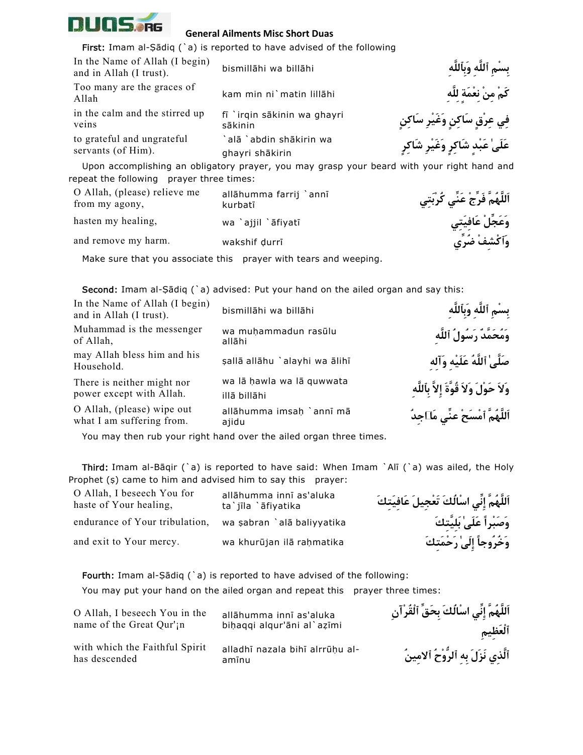# General Ailments Misc Short Duas

**First:** Imam al-Ṣādiq (`a) is reported to have advised of the following

| | | |
|---|---|---|
| In the Name of Allah (I begin) and in Allah (I trust). | bismillāhi wa billāhi | بِسْمِ ٱللَّهِ وَبِٱللَّهِ |
| Too many are the graces of Allah | kam min ni`matin lillāhi | كَمْ مِنْ نِعْمَةٍ لِلَّهِ |
| in the calm and the stirred up veins | fī `irqin sākinin wa ghayri sākinin | فِي عِرْقٍ سَاكِنٍ وَغَيْرِ سَاكِنٍ |
| to grateful and ungrateful servants (of Him). | `alā `abdin shākirin wa ghayri shākirin | عَلَىٰ عَبْدٍ شَاكِرٍ وَغَيْرِ شَاكِرٍ |

Upon accomplishing an obligatory prayer, you may grasp your beard with your right hand and repeat the following prayer three times:

| | | |
|---|---|---|
| O Allah, (please) relieve me from my agony, | allāhumma farrij `annī kurbatī | اَللَّهُمَّ فَرِّجْ عَنِّي كُرْبَتِي |
| hasten my healing, | wa `ajjil `āfiyatī | وَعَجِّلْ عَافِيَتِي |
| and remove my harm. | wakshif ḍurrī | وَٱكْشِفْ ضُرِّي |

Make sure that you associate this prayer with tears and weeping.

**Second:** Imam al-Ṣādiq (`a) advised: Put your hand on the ailed organ and say this:

| | | |
|---|---|---|
| In the Name of Allah (I begin) and in Allah (I trust). | bismillāhi wa billāhi | بِسْمِ ٱللَّهِ وَبِٱللَّهِ |
| Muhammad is the messenger of Allah, | wa muḥammadun rasūlu allāhi | وَمُحَمَّدٌ رَسُولُ ٱللَّهِ |
| may Allah bless him and his Household. | ṣallā allāhu `alayhi wa ālihī | صَلَّىٰ ٱللَّهُ عَلَيْهِ وَآلِهِ |
| There is neither might nor power except with Allah. | wa lā ḥawla wa lā quwwata illā billāhi | وَلاَ حَوْلَ وَلاَ قُوَّةَ إِلاَّ بِٱللَّهِ |
| O Allah, (please) wipe out what I am suffering from. | allāhumma imsaḥ `annī mā ajidu | اَللَّهُمَّ ٱمْسَحْ عَنِّي مَا أَجِدُ |

You may then rub your right hand over the ailed organ three times.

**Third:** Imam al-Bāqir (`a) is reported to have said: When Imam `Alī (`a) was ailed, the Holy Prophet (ṣ) came to him and advised him to say this prayer:

| | | |
|---|---|---|
| O Allah, I beseech You for haste of Your healing, | allāhumma innī as'aluka ta`jīla `āfiyatika | اَللَّهُمَّ إِنِّي اسْالُكَ تَعْجِيلَ عَافِيَتِكَ |
| endurance of Your tribulation, | wa ṣabran `alā baliyyatika | وَصَبْراً عَلَىٰ بَلِيَّتِكَ |
| and exit to Your mercy. | wa khurūjan ilā raḥmatika | وَخُرُوجاً إِلَىٰ رَحْمَتِكَ |

**Fourth:** Imam al-Ṣādiq (`a) is reported to have advised of the following:

You may put your hand on the ailed organ and repeat this prayer three times:

| | | |
|---|---|---|
| O Allah, I beseech You in the name of the Great Qur'¡n | allāhumma innī as'aluka biḥaqqi alqur'āni al`aẓīmi | اَللَّهُمَّ إِنِّي اسْالُكَ بِحَقِّ ٱلْقُرْآنِ ٱلْعَظِيمِ |
| with which the Faithful Spirit has descended | alladhī nazala bihī alrrūḥu al-amīnu | ٱلَّذِي نَزَلَ بِهِ ٱلرُّوحُ ٱلامِينُ |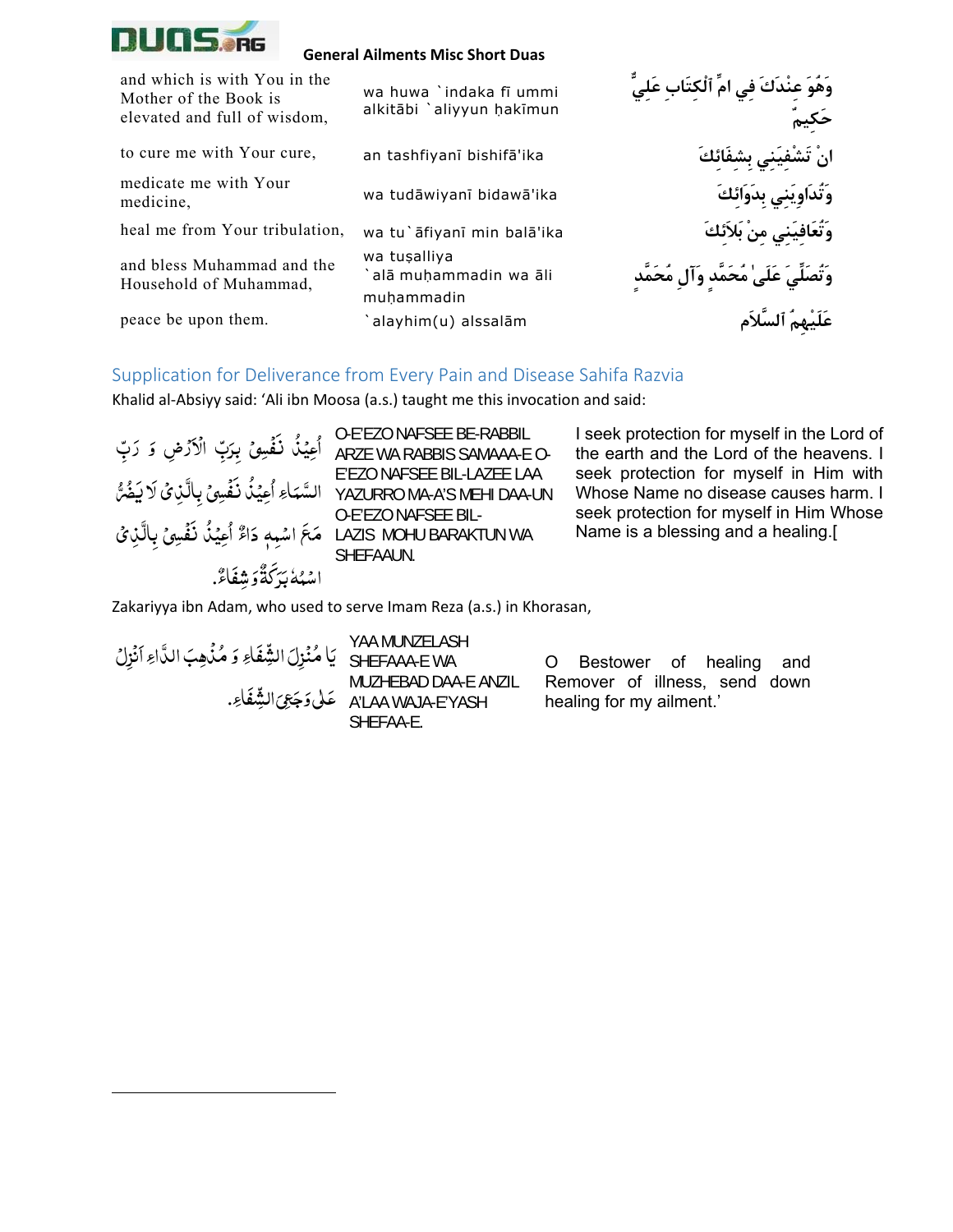| | | |
|---|---|---|
| and which is with You in the Mother of the Book is elevated and full of wisdom, | wa huwa `indaka fī ummi alkitābi `aliyyun ḥakīmun | وَهُوَ عِنْدَكَ فِي امِّ ٱلْكِتَابِ عَلِيٌّ حَكِيمٌ |
| to cure me with Your cure, | an tashfiyanī bishifā'ika | انْ تَشْفِيَنِي بِشِفَائِكَ |
| medicate me with Your medicine, | wa tudāwiyanī bidawā'ika | وَتُدَاوِيَنِي بِدَوَائِكَ |
| heal me from Your tribulation, | wa tu`āfiyanī min balā'ika | وَتُعَافِيَنِي مِنْ بَلاَئِكَ |
| and bless Muhammad and the Household of Muhammad, | wa tuṣalliya `alā muḥammadin wa āli muḥammadin | وَتُصَلِّيَ عَلَىٰ مُحَمَّدٍ وَآلِ مُحَمَّدٍ |
| peace be upon them. | `alayhim(u) alssalām | عَلَيْهِمُ ٱلسَّلاَمُ |

## Supplication for Deliverance from Every Pain and Disease Sahifa Razvia

Khalid al-Absiyy said: 'Ali ibn Moosa (a.s.) taught me this invocation and said:

| | | |
|---|---|---|
| أُعِيْذُ نَفْسِىْ بِرَبِّ الْاَرْضِ وَ رَبِّ السَّمَاءِ أُعِيْذُ نَفْسِىْ بِالَّذِىْ لَا يَضُرُّ مَعَ اسْمِهٖ دَاءٌ أُعِيْذُ نَفْسِىْ بِالَّذِىْ اسْمُهٗ بَرَكَةٌ وَ شِفَاءٌ. | O-E'EZO NAFSEE BE-RABBIL ARZE WA RABBIS SAMAAA-E O-E'EZO NAFSEE BIL-LAZEE LAA YAZURRO MA-A'S MEHI DAA-UN O-E'EZO NAFSEE BIL-LAZIS MOHU BARAKTUN WA SHEFAAUN. | I seek protection for myself in the Lord of the earth and the Lord of the heavens. I seek protection for myself in Him with Whose Name no disease causes harm. I seek protection for myself in Him Whose Name is a blessing and a healing.[ |

Zakariyya ibn Adam, who used to serve Imam Reza (a.s.) in Khorasan,

| | | |
|---|---|---|
| يَا مُنْزِلَ الشِّفَاءِ وَ مُذْهِبَ الدَّاءِ اَنْزِلْ عَلٰى وَجَعِىَ الشِّفَاءِ. | YAA MUNZELASH SHEFAAA-E WA MUZHEBAD DAA-E ANZIL A'LAA WAJA-E'YASH SHEFAA-E. | O Bestower of healing and Remover of illness, send down healing for my ailment.' |